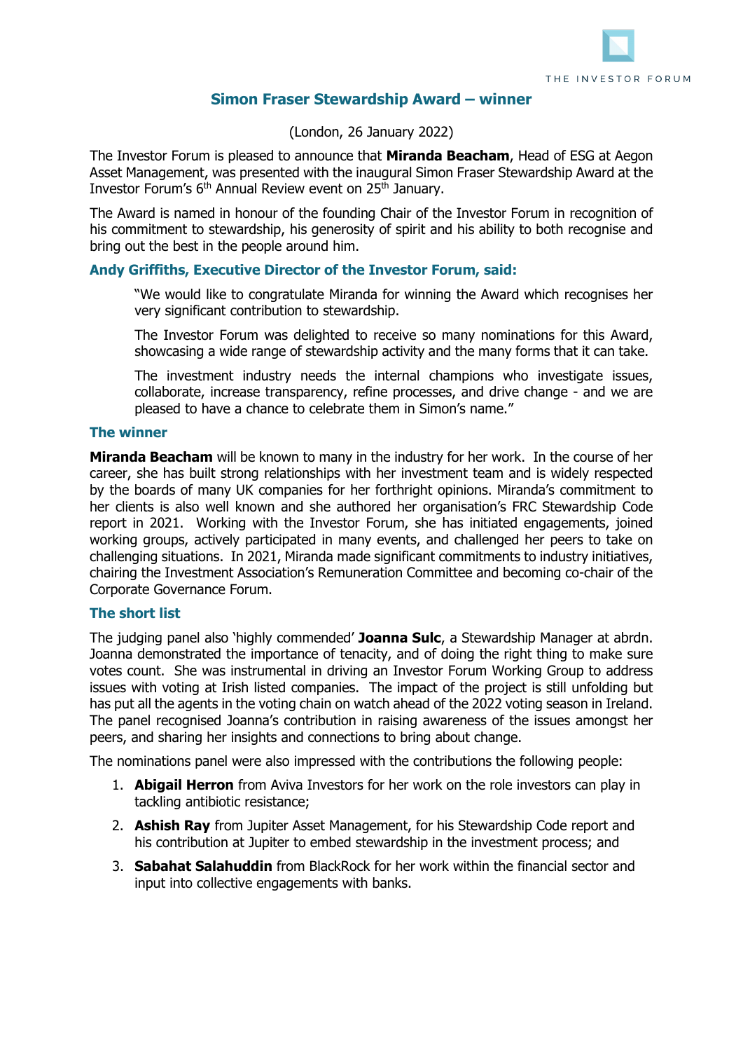THE INVESTOR FORUM

# Simon Fraser Stewardship Award – winner

(London, 26 January 2022)

The Investor Forum is pleased to announce that **Miranda Beacham**, Head of ESG at Aegon Asset Management, was presented with the inaugural Simon Fraser Stewardship Award at the Investor Forum's 6th Annual Review event on 25th January.

The Award is named in honour of the founding Chair of the Investor Forum in recognition of his commitment to stewardship, his generosity of spirit and his ability to both recognise and bring out the best in the people around him.

### Andy Griffiths, Executive Director of the Investor Forum, said:

> "We would like to congratulate Miranda for winning the Award which recognises her very significant contribution to stewardship.
>
> The Investor Forum was delighted to receive so many nominations for this Award, showcasing a wide range of stewardship activity and the many forms that it can take.
>
> The investment industry needs the internal champions who investigate issues, collaborate, increase transparency, refine processes, and drive change - and we are pleased to have a chance to celebrate them in Simon's name."

### The winner

**Miranda Beacham** will be known to many in the industry for her work. In the course of her career, she has built strong relationships with her investment team and is widely respected by the boards of many UK companies for her forthright opinions. Miranda's commitment to her clients is also well known and she authored her organisation's FRC Stewardship Code report in 2021. Working with the Investor Forum, she has initiated engagements, joined working groups, actively participated in many events, and challenged her peers to take on challenging situations. In 2021, Miranda made significant commitments to industry initiatives, chairing the Investment Association's Remuneration Committee and becoming co-chair of the Corporate Governance Forum.

### The short list

The judging panel also 'highly commended' **Joanna Sulc**, a Stewardship Manager at abrdn. Joanna demonstrated the importance of tenacity, and of doing the right thing to make sure votes count. She was instrumental in driving an Investor Forum Working Group to address issues with voting at Irish listed companies. The impact of the project is still unfolding but has put all the agents in the voting chain on watch ahead of the 2022 voting season in Ireland. The panel recognised Joanna's contribution in raising awareness of the issues amongst her peers, and sharing her insights and connections to bring about change.

The nominations panel were also impressed with the contributions the following people:

1. **Abigail Herron** from Aviva Investors for her work on the role investors can play in tackling antibiotic resistance;
2. **Ashish Ray** from Jupiter Asset Management, for his Stewardship Code report and his contribution at Jupiter to embed stewardship in the investment process; and
3. **Sabahat Salahuddin** from BlackRock for her work within the financial sector and input into collective engagements with banks.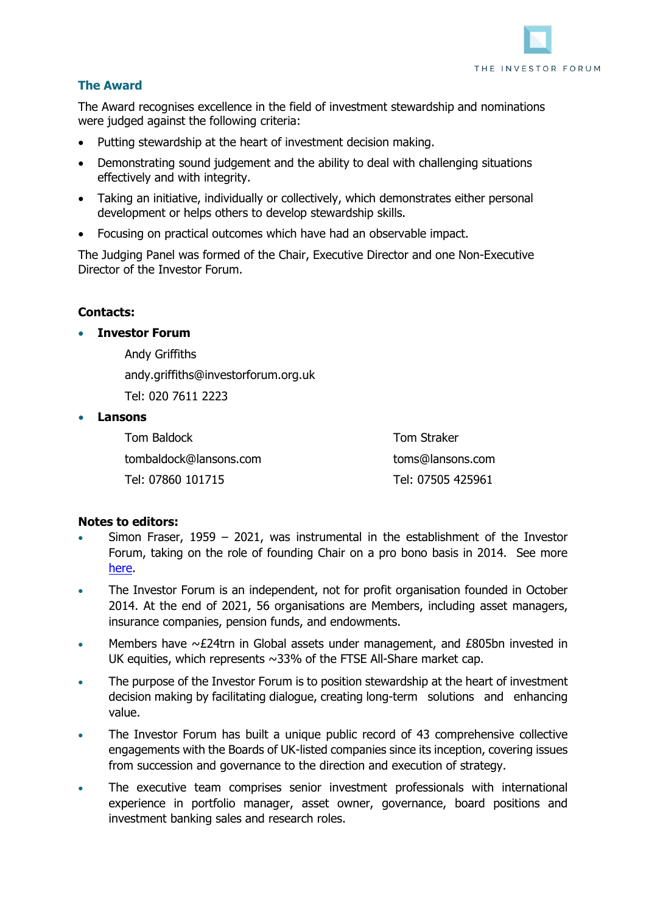## The Award

The Award recognises excellence in the field of investment stewardship and nominations were judged against the following criteria:

- Putting stewardship at the heart of investment decision making.
- Demonstrating sound judgement and the ability to deal with challenging situations effectively and with integrity.
- Taking an initiative, individually or collectively, which demonstrates either personal development or helps others to develop stewardship skills.
- Focusing on practical outcomes which have had an observable impact.

The Judging Panel was formed of the Chair, Executive Director and one Non-Executive Director of the Investor Forum.

**Contacts:**

- **Investor Forum**

  Andy Griffiths

  andy.griffiths@investorforum.org.uk

  Tel: 020 7611 2223

- **Lansons**

  Tom Baldock

  tombaldock@lansons.com

  Tel: 07860 101715

  Tom Straker

  toms@lansons.com

  Tel: 07505 425961

**Notes to editors:**

- Simon Fraser, 1959 – 2021, was instrumental in the establishment of the Investor Forum, taking on the role of founding Chair on a pro bono basis in 2014. See more here.
- The Investor Forum is an independent, not for profit organisation founded in October 2014. At the end of 2021, 56 organisations are Members, including asset managers, insurance companies, pension funds, and endowments.
- Members have ~£24trn in Global assets under management, and £805bn invested in UK equities, which represents ~33% of the FTSE All-Share market cap.
- The purpose of the Investor Forum is to position stewardship at the heart of investment decision making by facilitating dialogue, creating long-term solutions and enhancing value.
- The Investor Forum has built a unique public record of 43 comprehensive collective engagements with the Boards of UK-listed companies since its inception, covering issues from succession and governance to the direction and execution of strategy.
- The executive team comprises senior investment professionals with international experience in portfolio manager, asset owner, governance, board positions and investment banking sales and research roles.